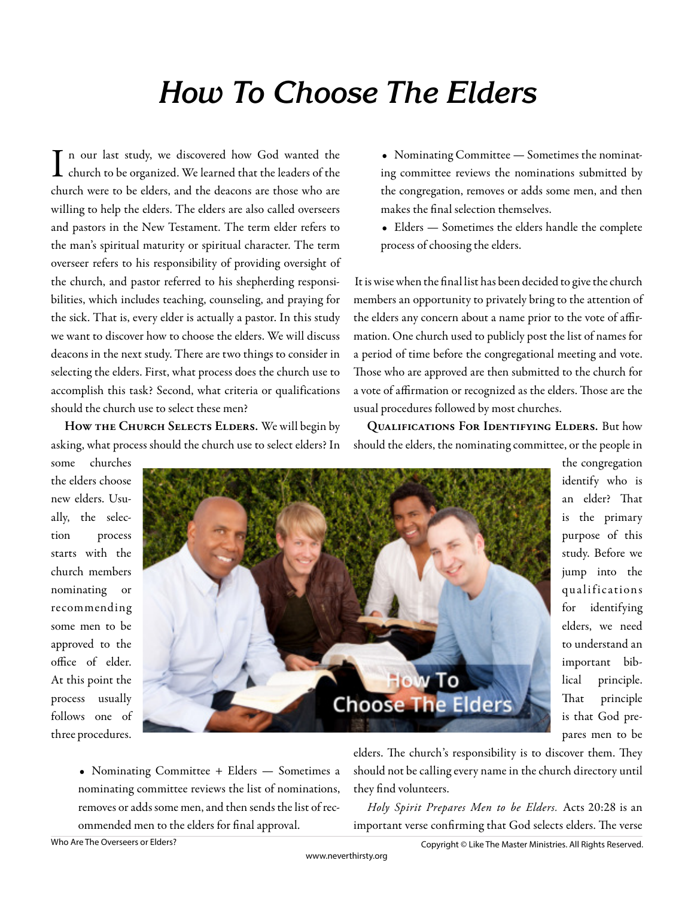# How To Choose The Elders

In our last study, we discovered how God wanted the church to be organized. We learned that the leaders of the church were to be elders, and the deacons are those who are willing to help the elders. The elders are also called overseers and pastors in the New Testament. The term elder refers to the man's spiritual maturity or spiritual character. The term overseer refers to his responsibility of providing oversight of the church, and pastor referred to his shepherding responsibilities, which includes teaching, counseling, and praying for the sick. That is, every elder is actually a pastor. In this study we want to discover how to choose the elders. We will discuss deacons in the next study. There are two things to consider in selecting the elders. First, what process does the church use to accomplish this task? Second, what criteria or qualifications should the church use to select these men?

**How the Church Selects Elders.** We will begin by asking, what process should the church use to select elders? In some churches the elders choose new elders. Usually, the selection process starts with the church members nominating or recommending some men to be approved to the office of elder. At this point the process usually follows one of three procedures.

- Nominating Committee + Elders — Sometimes a nominating committee reviews the list of nominations, removes or adds some men, and then sends the list of recommended men to the elders for final approval.
- Nominating Committee — Sometimes the nominating committee reviews the nominations submitted by the congregation, removes or adds some men, and then makes the final selection themselves.
- Elders — Sometimes the elders handle the complete process of choosing the elders.

It is wise when the final list has been decided to give the church members an opportunity to privately bring to the attention of the elders any concern about a name prior to the vote of affirmation. One church used to publicly post the list of names for a period of time before the congregational meeting and vote. Those who are approved are then submitted to the church for a vote of affirmation or recognized as the elders. Those are the usual procedures followed by most churches.

**Qualifications For Identifying Elders.** But how should the elders, the nominating committee, or the people in the congregation identify who is an elder? That is the primary purpose of this study. Before we jump into the qualifications for identifying elders, we need to understand an important biblical principle. That principle is that God prepares men to be elders. The church's responsibility is to discover them. They should not be calling every name in the church directory until they find volunteers.

*Holy Spirit Prepares Men to be Elders.* Acts 20:28 is an important verse confirming that God selects elders. The verse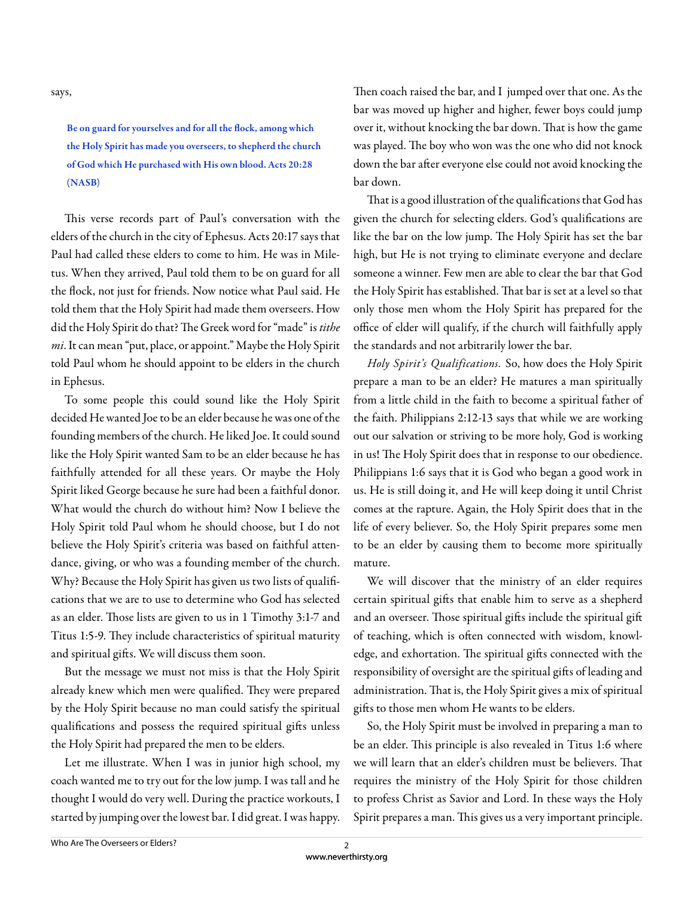says,

> **Be on guard for yourselves and for all the flock, among which the Holy Spirit has made you overseers, to shepherd the church of God which He purchased with His own blood. Acts 20:28 (NASB)**

This verse records part of Paul's conversation with the elders of the church in the city of Ephesus. Acts 20:17 says that Paul had called these elders to come to him. He was in Miletus. When they arrived, Paul told them to be on guard for all the flock, not just for friends. Now notice what Paul said. He told them that the Holy Spirit had made them overseers. How did the Holy Spirit do that? The Greek word for "made" is *tithe mi*. It can mean "put, place, or appoint." Maybe the Holy Spirit told Paul whom he should appoint to be elders in the church in Ephesus.

To some people this could sound like the Holy Spirit decided He wanted Joe to be an elder because he was one of the founding members of the church. He liked Joe. It could sound like the Holy Spirit wanted Sam to be an elder because he has faithfully attended for all these years. Or maybe the Holy Spirit liked George because he sure had been a faithful donor. What would the church do without him? Now I believe the Holy Spirit told Paul whom he should choose, but I do not believe the Holy Spirit's criteria was based on faithful attendance, giving, or who was a founding member of the church. Why? Because the Holy Spirit has given us two lists of qualifications that we are to use to determine who God has selected as an elder. Those lists are given to us in 1 Timothy 3:1-7 and Titus 1:5-9. They include characteristics of spiritual maturity and spiritual gifts. We will discuss them soon.

But the message we must not miss is that the Holy Spirit already knew which men were qualified. They were prepared by the Holy Spirit because no man could satisfy the spiritual qualifications and possess the required spiritual gifts unless the Holy Spirit had prepared the men to be elders.

Let me illustrate. When I was in junior high school, my coach wanted me to try out for the low jump. I was tall and he thought I would do very well. During the practice workouts, I started by jumping over the lowest bar. I did great. I was happy. Then coach raised the bar, and I jumped over that one. As the bar was moved up higher and higher, fewer boys could jump over it, without knocking the bar down. That is how the game was played. The boy who won was the one who did not knock down the bar after everyone else could not avoid knocking the bar down.

That is a good illustration of the qualifications that God has given the church for selecting elders. God's qualifications are like the bar on the low jump. The Holy Spirit has set the bar high, but He is not trying to eliminate everyone and declare someone a winner. Few men are able to clear the bar that God the Holy Spirit has established. That bar is set at a level so that only those men whom the Holy Spirit has prepared for the office of elder will qualify, if the church will faithfully apply the standards and not arbitrarily lower the bar.

*Holy Spirit's Qualifications.* So, how does the Holy Spirit prepare a man to be an elder? He matures a man spiritually from a little child in the faith to become a spiritual father of the faith. Philippians 2:12-13 says that while we are working out our salvation or striving to be more holy, God is working in us! The Holy Spirit does that in response to our obedience. Philippians 1:6 says that it is God who began a good work in us. He is still doing it, and He will keep doing it until Christ comes at the rapture. Again, the Holy Spirit does that in the life of every believer. So, the Holy Spirit prepares some men to be an elder by causing them to become more spiritually mature.

We will discover that the ministry of an elder requires certain spiritual gifts that enable him to serve as a shepherd and an overseer. Those spiritual gifts include the spiritual gift of teaching, which is often connected with wisdom, knowledge, and exhortation. The spiritual gifts connected with the responsibility of oversight are the spiritual gifts of leading and administration. That is, the Holy Spirit gives a mix of spiritual gifts to those men whom He wants to be elders.

So, the Holy Spirit must be involved in preparing a man to be an elder. This principle is also revealed in Titus 1:6 where we will learn that an elder's children must be believers. That requires the ministry of the Holy Spirit for those children to profess Christ as Savior and Lord. In these ways the Holy Spirit prepares a man. This gives us a very important principle.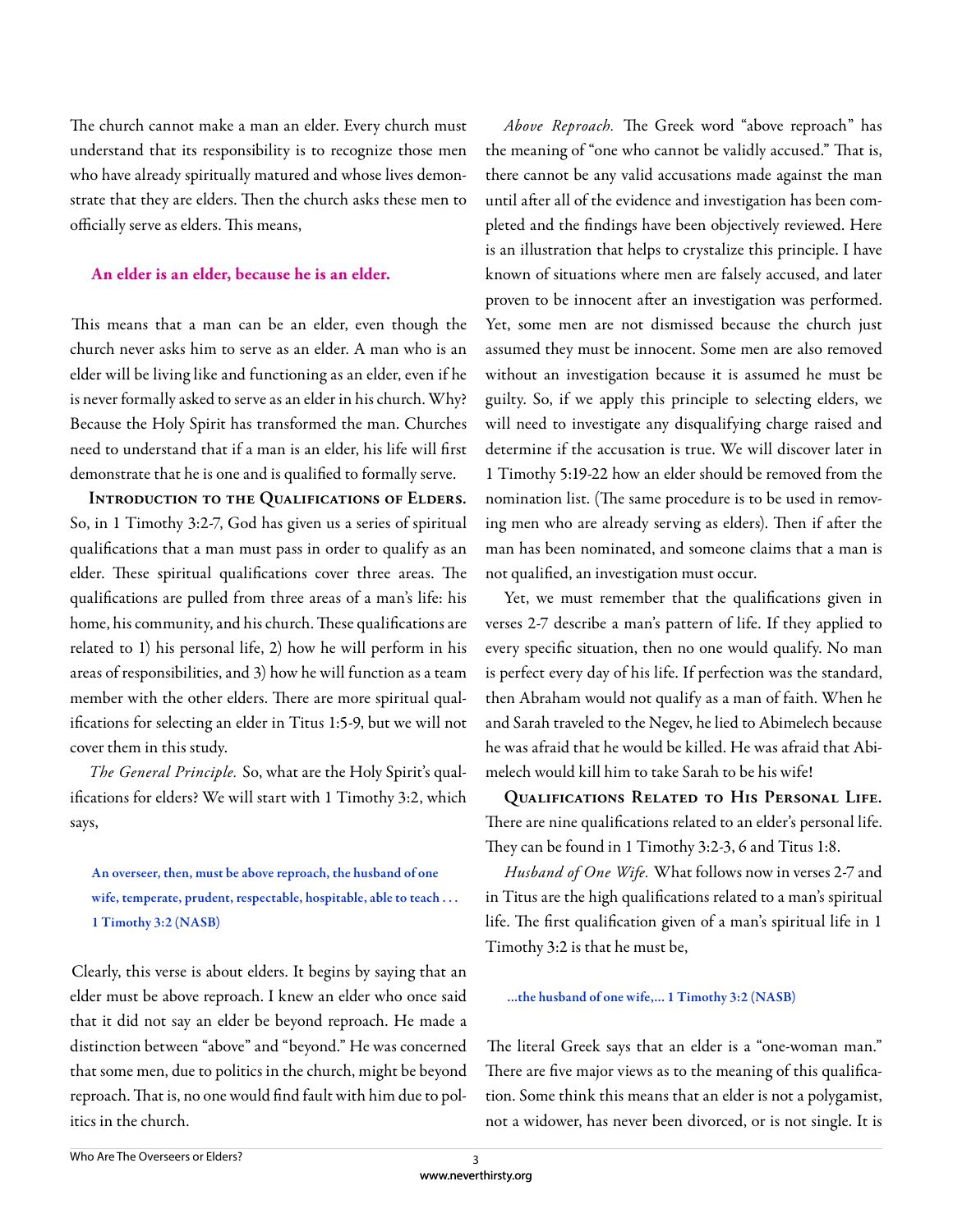The church cannot make a man an elder. Every church must understand that its responsibility is to recognize those men who have already spiritually matured and whose lives demonstrate that they are elders. Then the church asks these men to officially serve as elders. This means,

**An elder is an elder, because he is an elder.**

This means that a man can be an elder, even though the church never asks him to serve as an elder. A man who is an elder will be living like and functioning as an elder, even if he is never formally asked to serve as an elder in his church. Why? Because the Holy Spirit has transformed the man. Churches need to understand that if a man is an elder, his life will first demonstrate that he is one and is qualified to formally serve.

**Introduction to the Qualifications of Elders.** So, in 1 Timothy 3:2-7, God has given us a series of spiritual qualifications that a man must pass in order to qualify as an elder. These spiritual qualifications cover three areas. The qualifications are pulled from three areas of a man's life: his home, his community, and his church. These qualifications are related to 1) his personal life, 2) how he will perform in his areas of responsibilities, and 3) how he will function as a team member with the other elders. There are more spiritual qualifications for selecting an elder in Titus 1:5-9, but we will not cover them in this study.

*The General Principle.* So, what are the Holy Spirit's qualifications for elders? We will start with 1 Timothy 3:2, which says,

> **An overseer, then, must be above reproach, the husband of one wife, temperate, prudent, respectable, hospitable, able to teach . . . 1 Timothy 3:2 (NASB)**

Clearly, this verse is about elders. It begins by saying that an elder must be above reproach. I knew an elder who once said that it did not say an elder be beyond reproach. He made a distinction between "above" and "beyond." He was concerned that some men, due to politics in the church, might be beyond reproach. That is, no one would find fault with him due to politics in the church.

*Above Reproach.* The Greek word "above reproach" has the meaning of "one who cannot be validly accused." That is, there cannot be any valid accusations made against the man until after all of the evidence and investigation has been completed and the findings have been objectively reviewed. Here is an illustration that helps to crystalize this principle. I have known of situations where men are falsely accused, and later proven to be innocent after an investigation was performed. Yet, some men are not dismissed because the church just assumed they must be innocent. Some men are also removed without an investigation because it is assumed he must be guilty. So, if we apply this principle to selecting elders, we will need to investigate any disqualifying charge raised and determine if the accusation is true. We will discover later in 1 Timothy 5:19-22 how an elder should be removed from the nomination list. (The same procedure is to be used in removing men who are already serving as elders). Then if after the man has been nominated, and someone claims that a man is not qualified, an investigation must occur.

Yet, we must remember that the qualifications given in verses 2-7 describe a man's pattern of life. If they applied to every specific situation, then no one would qualify. No man is perfect every day of his life. If perfection was the standard, then Abraham would not qualify as a man of faith. When he and Sarah traveled to the Negev, he lied to Abimelech because he was afraid that he would be killed. He was afraid that Abimelech would kill him to take Sarah to be his wife!

**Qualifications Related to His Personal Life.** There are nine qualifications related to an elder's personal life. They can be found in 1 Timothy 3:2-3, 6 and Titus 1:8.

*Husband of One Wife.* What follows now in verses 2-7 and in Titus are the high qualifications related to a man's spiritual life. The first qualification given of a man's spiritual life in 1 Timothy 3:2 is that he must be,

> **...the husband of one wife,... 1 Timothy 3:2 (NASB)**

The literal Greek says that an elder is a "one-woman man." There are five major views as to the meaning of this qualification. Some think this means that an elder is not a polygamist, not a widower, has never been divorced, or is not single. It is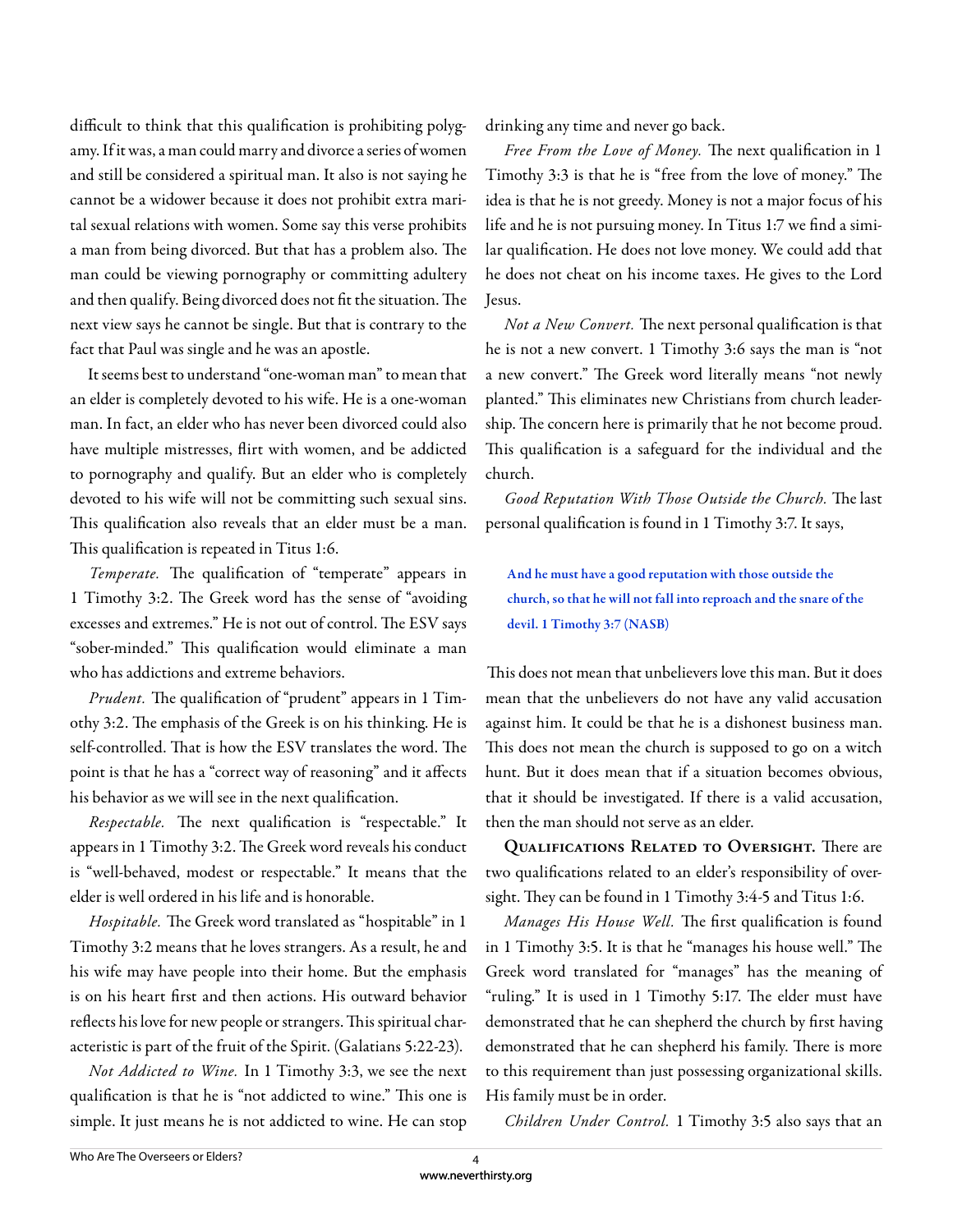difficult to think that this qualification is prohibiting polygamy. If it was, a man could marry and divorce a series of women and still be considered a spiritual man. It also is not saying he cannot be a widower because it does not prohibit extra marital sexual relations with women. Some say this verse prohibits a man from being divorced. But that has a problem also. The man could be viewing pornography or committing adultery and then qualify. Being divorced does not fit the situation. The next view says he cannot be single. But that is contrary to the fact that Paul was single and he was an apostle.

It seems best to understand "one-woman man" to mean that an elder is completely devoted to his wife. He is a one-woman man. In fact, an elder who has never been divorced could also have multiple mistresses, flirt with women, and be addicted to pornography and qualify. But an elder who is completely devoted to his wife will not be committing such sexual sins. This qualification also reveals that an elder must be a man. This qualification is repeated in Titus 1:6.

*Temperate.* The qualification of "temperate" appears in 1 Timothy 3:2. The Greek word has the sense of "avoiding excesses and extremes." He is not out of control. The ESV says "sober-minded." This qualification would eliminate a man who has addictions and extreme behaviors.

*Prudent.* The qualification of "prudent" appears in 1 Timothy 3:2. The emphasis of the Greek is on his thinking. He is self-controlled. That is how the ESV translates the word. The point is that he has a "correct way of reasoning" and it affects his behavior as we will see in the next qualification.

*Respectable.* The next qualification is "respectable." It appears in 1 Timothy 3:2. The Greek word reveals his conduct is "well-behaved, modest or respectable." It means that the elder is well ordered in his life and is honorable.

*Hospitable.* The Greek word translated as "hospitable" in 1 Timothy 3:2 means that he loves strangers. As a result, he and his wife may have people into their home. But the emphasis is on his heart first and then actions. His outward behavior reflects his love for new people or strangers. This spiritual characteristic is part of the fruit of the Spirit. (Galatians 5:22-23).

*Not Addicted to Wine.* In 1 Timothy 3:3, we see the next qualification is that he is "not addicted to wine." This one is simple. It just means he is not addicted to wine. He can stop drinking any time and never go back.

*Free From the Love of Money.* The next qualification in 1 Timothy 3:3 is that he is "free from the love of money." The idea is that he is not greedy. Money is not a major focus of his life and he is not pursuing money. In Titus 1:7 we find a similar qualification. He does not love money. We could add that he does not cheat on his income taxes. He gives to the Lord Jesus.

*Not a New Convert.* The next personal qualification is that he is not a new convert. 1 Timothy 3:6 says the man is "not a new convert." The Greek word literally means "not newly planted." This eliminates new Christians from church leadership. The concern here is primarily that he not become proud. This qualification is a safeguard for the individual and the church.

*Good Reputation With Those Outside the Church.* The last personal qualification is found in 1 Timothy 3:7. It says,

> **And he must have a good reputation with those outside the church, so that he will not fall into reproach and the snare of the devil. 1 Timothy 3:7 (NASB)**

This does not mean that unbelievers love this man. But it does mean that the unbelievers do not have any valid accusation against him. It could be that he is a dishonest business man. This does not mean the church is supposed to go on a witch hunt. But it does mean that if a situation becomes obvious, that it should be investigated. If there is a valid accusation, then the man should not serve as an elder.

**Qualifications Related to Oversight.** There are two qualifications related to an elder's responsibility of oversight. They can be found in 1 Timothy 3:4-5 and Titus 1:6.

*Manages His House Well.* The first qualification is found in 1 Timothy 3:5. It is that he "manages his house well." The Greek word translated for "manages" has the meaning of "ruling." It is used in 1 Timothy 5:17. The elder must have demonstrated that he can shepherd the church by first having demonstrated that he can shepherd his family. There is more to this requirement than just possessing organizational skills. His family must be in order.

*Children Under Control.* 1 Timothy 3:5 also says that an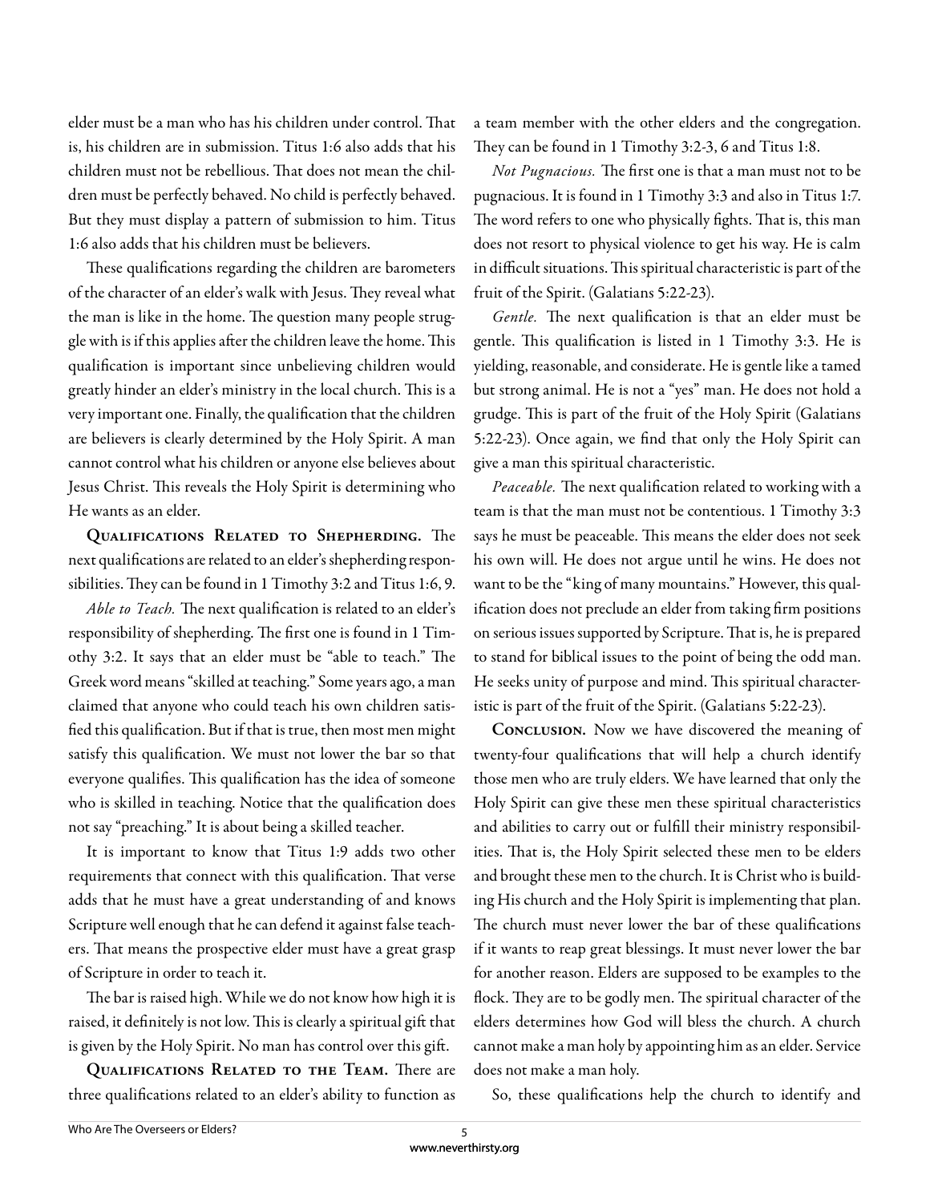elder must be a man who has his children under control. That is, his children are in submission. Titus 1:6 also adds that his children must not be rebellious. That does not mean the children must be perfectly behaved. No child is perfectly behaved. But they must display a pattern of submission to him. Titus 1:6 also adds that his children must be believers.

These qualifications regarding the children are barometers of the character of an elder's walk with Jesus. They reveal what the man is like in the home. The question many people struggle with is if this applies after the children leave the home. This qualification is important since unbelieving children would greatly hinder an elder's ministry in the local church. This is a very important one. Finally, the qualification that the children are believers is clearly determined by the Holy Spirit. A man cannot control what his children or anyone else believes about Jesus Christ. This reveals the Holy Spirit is determining who He wants as an elder.

**Qualifications Related to Shepherding.** The next qualifications are related to an elder's shepherding responsibilities. They can be found in 1 Timothy 3:2 and Titus 1:6, 9.

*Able to Teach.* The next qualification is related to an elder's responsibility of shepherding. The first one is found in 1 Timothy 3:2. It says that an elder must be "able to teach." The Greek word means "skilled at teaching." Some years ago, a man claimed that anyone who could teach his own children satisfied this qualification. But if that is true, then most men might satisfy this qualification. We must not lower the bar so that everyone qualifies. This qualification has the idea of someone who is skilled in teaching. Notice that the qualification does not say "preaching." It is about being a skilled teacher.

It is important to know that Titus 1:9 adds two other requirements that connect with this qualification. That verse adds that he must have a great understanding of and knows Scripture well enough that he can defend it against false teachers. That means the prospective elder must have a great grasp of Scripture in order to teach it.

The bar is raised high. While we do not know how high it is raised, it definitely is not low. This is clearly a spiritual gift that is given by the Holy Spirit. No man has control over this gift.

**Qualifications Related to the Team.** There are three qualifications related to an elder's ability to function as a team member with the other elders and the congregation. They can be found in 1 Timothy 3:2-3, 6 and Titus 1:8.

*Not Pugnacious.* The first one is that a man must not to be pugnacious. It is found in 1 Timothy 3:3 and also in Titus 1:7. The word refers to one who physically fights. That is, this man does not resort to physical violence to get his way. He is calm in difficult situations. This spiritual characteristic is part of the fruit of the Spirit. (Galatians 5:22-23).

*Gentle.* The next qualification is that an elder must be gentle. This qualification is listed in 1 Timothy 3:3. He is yielding, reasonable, and considerate. He is gentle like a tamed but strong animal. He is not a "yes" man. He does not hold a grudge. This is part of the fruit of the Holy Spirit (Galatians 5:22-23). Once again, we find that only the Holy Spirit can give a man this spiritual characteristic.

*Peaceable.* The next qualification related to working with a team is that the man must not be contentious. 1 Timothy 3:3 says he must be peaceable. This means the elder does not seek his own will. He does not argue until he wins. He does not want to be the "king of many mountains." However, this qualification does not preclude an elder from taking firm positions on serious issues supported by Scripture. That is, he is prepared to stand for biblical issues to the point of being the odd man. He seeks unity of purpose and mind. This spiritual characteristic is part of the fruit of the Spirit. (Galatians 5:22-23).

**Conclusion.** Now we have discovered the meaning of twenty-four qualifications that will help a church identify those men who are truly elders. We have learned that only the Holy Spirit can give these men these spiritual characteristics and abilities to carry out or fulfill their ministry responsibilities. That is, the Holy Spirit selected these men to be elders and brought these men to the church. It is Christ who is building His church and the Holy Spirit is implementing that plan. The church must never lower the bar of these qualifications if it wants to reap great blessings. It must never lower the bar for another reason. Elders are supposed to be examples to the flock. They are to be godly men. The spiritual character of the elders determines how God will bless the church. A church cannot make a man holy by appointing him as an elder. Service does not make a man holy.

So, these qualifications help the church to identify and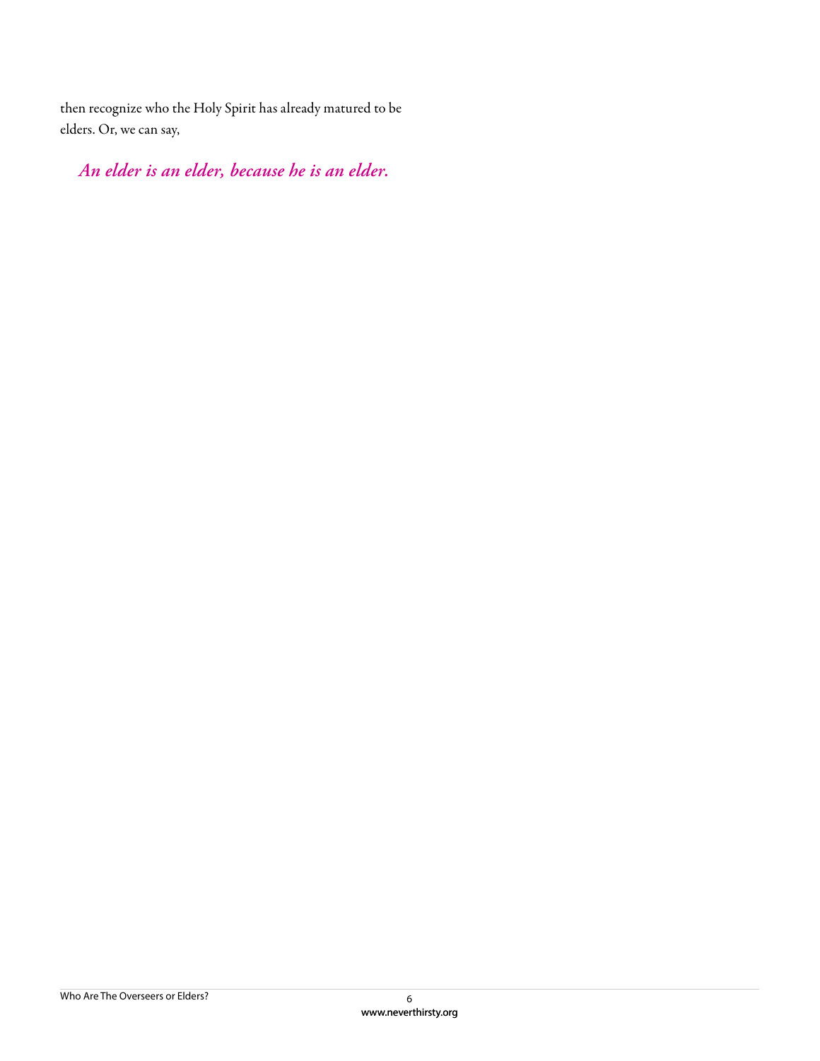then recognize who the Holy Spirit has already matured to be elders. Or, we can say,

***An elder is an elder, because he is an elder.***